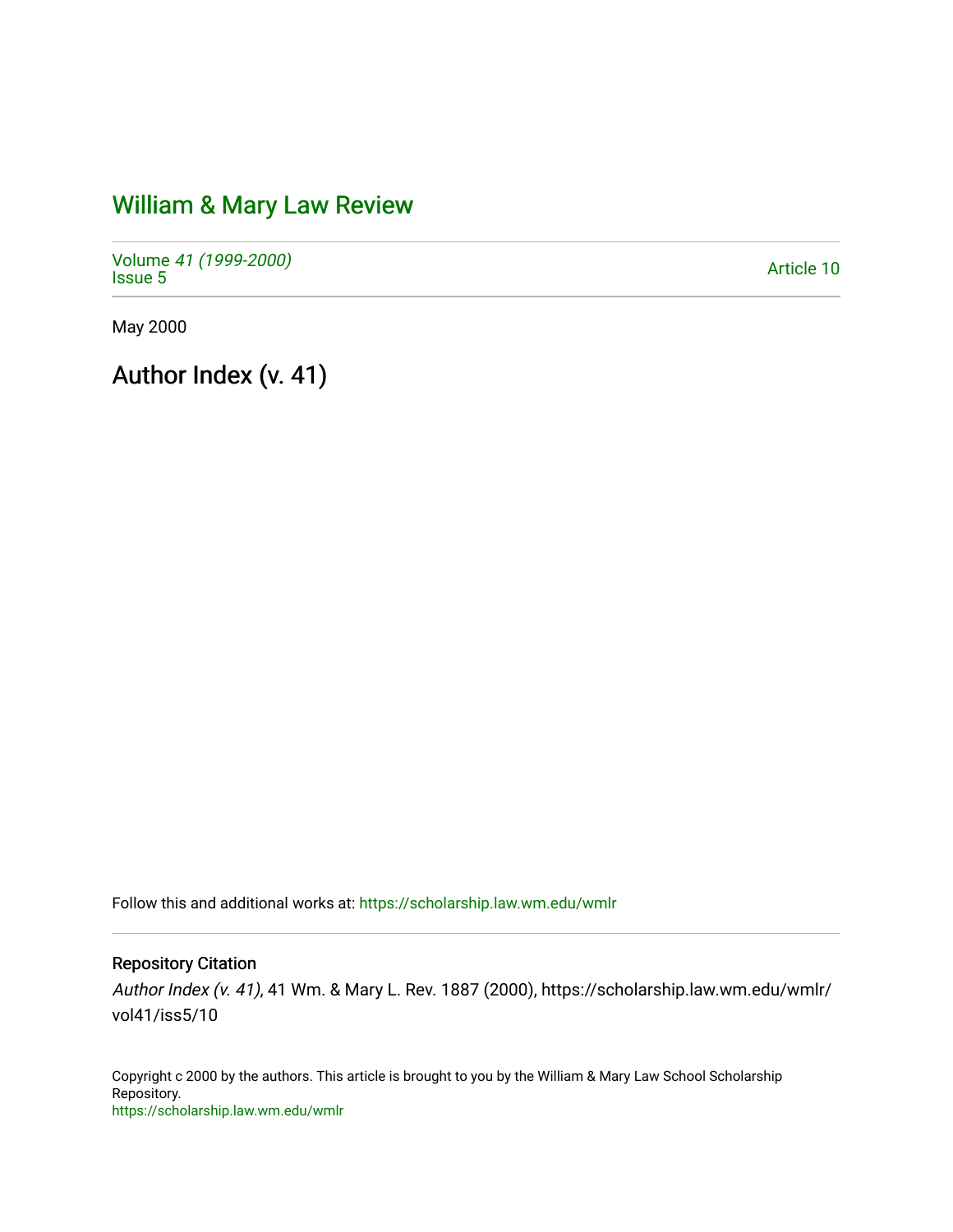# William & Mary Law Review

Volume *41 (1999-2000)*
Issue 5

Article 10

May 2000

## Author Index (v. 41)

Follow this and additional works at: https://scholarship.law.wm.edu/wmlr

### Repository Citation

*Author Index (v. 41)*, 41 Wm. & Mary L. Rev. 1887 (2000), https://scholarship.law.wm.edu/wmlr/vol41/iss5/10

Copyright c 2000 by the authors. This article is brought to you by the William & Mary Law School Scholarship Repository.
https://scholarship.law.wm.edu/wmlr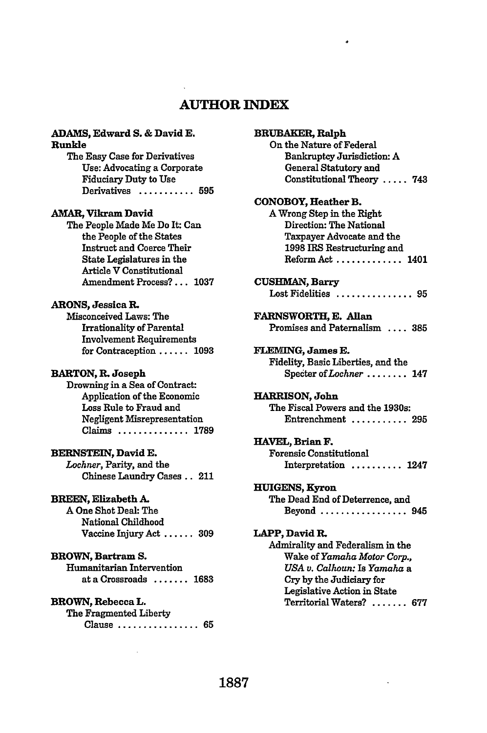# AUTHOR INDEX

**ADAMS, Edward S. & David E. Runkle**
The Easy Case for Derivatives Use: Advocating a Corporate Fiduciary Duty to Use Derivatives ........... 595

**AMAR, Vikram David**
The People Made Me Do It: Can the People of the States Instruct and Coerce Their State Legislatures in the Article V Constitutional Amendment Process? ... 1037

**ARONS, Jessica R.**
Misconceived Laws: The Irrationality of Parental Involvement Requirements for Contraception ...... 1093

**BARTON, R. Joseph**
Drowning in a Sea of Contract: Application of the Economic Loss Rule to Fraud and Negligent Misrepresentation Claims .............. 1789

**BERNSTEIN, David E.**
*Lochner*, Parity, and the Chinese Laundry Cases .. 211

**BREEN, Elizabeth A.**
A One Shot Deal: The National Childhood Vaccine Injury Act ...... 309

**BROWN, Bartram S.**
Humanitarian Intervention at a Crossroads ....... 1683

**BROWN, Rebecca L.**
The Fragmented Liberty Clause ................ 65

**BRUBAKER, Ralph**
On the Nature of Federal Bankruptcy Jurisdiction: A General Statutory and Constitutional Theory ..... 743

**CONOBOY, Heather B.**
A Wrong Step in the Right Direction: The National Taxpayer Advocate and the 1998 IRS Restructuring and Reform Act ............. 1401

**CUSHMAN, Barry**
Lost Fidelities ............... 95

**FARNSWORTH, E. Allan**
Promises and Paternalism .... 385

**FLEMING, James E.**
Fidelity, Basic Liberties, and the Specter of *Lochner* ........ 147

**HARRISON, John**
The Fiscal Powers and the 1930s: Entrenchment ........... 295

**HAVEL, Brian F.**
Forensic Constitutional Interpretation .......... 1247

**HUIGENS, Kyron**
The Dead End of Deterrence, and Beyond ................. 945

**LAPP, David R.**
Admirality and Federalism in the Wake of *Yamaha Motor Corp., USA v. Calhoun:* Is *Yamaha* a Cry by the Judiciary for Legislative Action in State Territorial Waters? ....... 677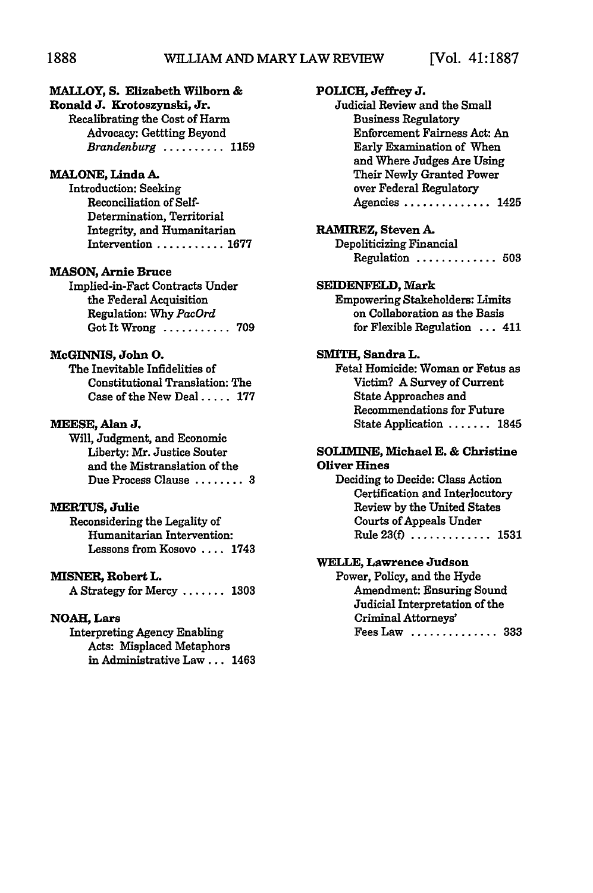**MALLOY, S. Elizabeth Wilborn & Ronald J. Krotoszynski, Jr.**
Recalibrating the Cost of Harm Advocacy: Gettting Beyond *Brandenburg* .......... 1159

**MALONE, Linda A.**
Introduction: Seeking Reconciliation of Self-Determination, Territorial Integrity, and Humanitarian Intervention ........... 1677

**MASON, Arnie Bruce**
Implied-in-Fact Contracts Under the Federal Acquisition Regulation: Why *PacOrd* Got It Wrong ........... 709

**McGINNIS, John O.**
The Inevitable Infidelities of Constitutional Translation: The Case of the New Deal ..... 177

**MEESE, Alan J.**
Will, Judgment, and Economic Liberty: Mr. Justice Souter and the Mistranslation of the Due Process Clause ........ 3

**MERTUS, Julie**
Reconsidering the Legality of Humanitarian Intervention: Lessons from Kosovo .... 1743

**MISNER, Robert L.**
A Strategy for Mercy ....... 1303

**NOAH, Lars**
Interpreting Agency Enabling Acts: Misplaced Metaphors in Administrative Law ... 1463

**POLICH, Jeffrey J.**
Judicial Review and the Small Business Regulatory Enforcement Fairness Act: An Early Examination of When and Where Judges Are Using Their Newly Granted Power over Federal Regulatory Agencies .............. 1425

**RAMIREZ, Steven A.**
Depoliticizing Financial Regulation ............. 503

**SEIDENFELD, Mark**
Empowering Stakeholders: Limits on Collaboration as the Basis for Flexible Regulation ... 411

**SMITH, Sandra L.**
Fetal Homicide: Woman or Fetus as Victim? A Survey of Current State Approaches and Recommendations for Future State Application ....... 1845

**SOLIMINE, Michael E. & Christine Oliver Hines**
Deciding to Decide: Class Action Certification and Interlocutory Review by the United States Courts of Appeals Under Rule 23(f) ............. 1531

**WELLE, Lawrence Judson**
Power, Policy, and the Hyde Amendment: Ensuring Sound Judicial Interpretation of the Criminal Attorneys' Fees Law .............. 333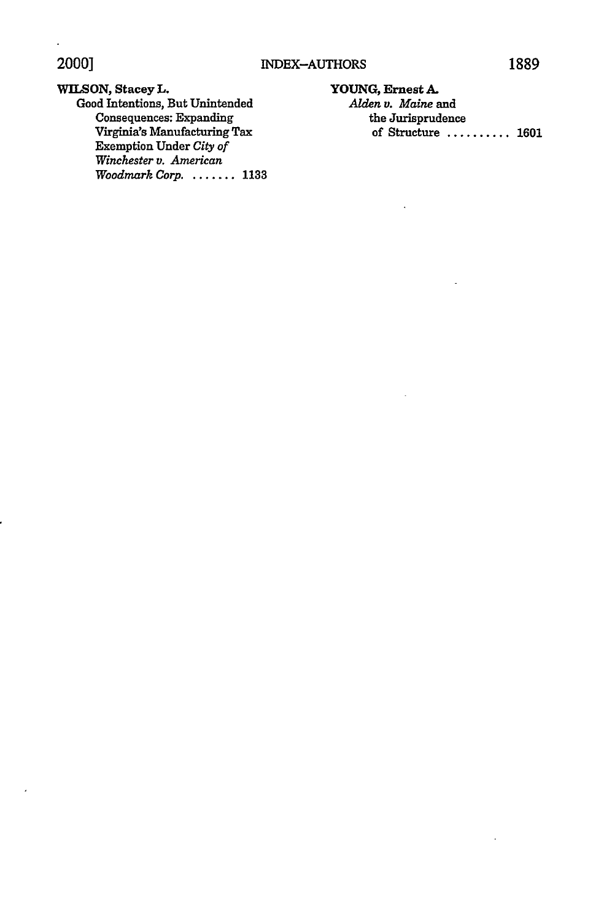**WILSON, Stacey L.**

Good Intentions, But Unintended Consequences: Expanding Virginia's Manufacturing Tax Exemption Under *City of Winchester v. American Woodmark Corp.* ....... 1133

**YOUNG, Ernest A.**

*Alden v. Maine* and the Jurisprudence of Structure .......... 1601